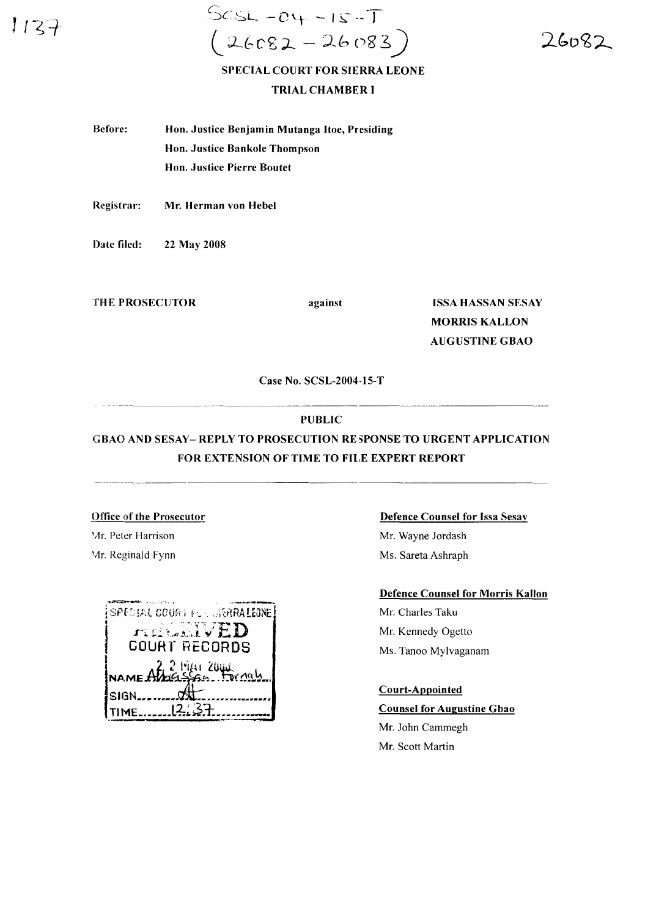SCSL-04-15-T
(26082 - 26083)

26082

**SPECIAL COURT FOR SIERRA LEONE**

**TRIAL CHAMBER I**

**Before:** **Hon. Justice Benjamin Mutanga Itoe, Presiding**
**Hon. Justice Bankole Thompson**
**Hon. Justice Pierre Boutet**

**Registrar:** **Mr. Herman von Hebel**

**Date filed:** **22 May 2008**

**THE PROSECUTOR** **against** **ISSA HASSAN SESAY**
**MORRIS KALLON**
**AUGUSTINE GBAO**

**Case No. SCSL-2004-15-T**

**PUBLIC**

**GBAO AND SESAY– REPLY TO PROSECUTION RESPONSE TO URGENT APPLICATION FOR EXTENSION OF TIME TO FILE EXPERT REPORT**

**Office of the Prosecutor**

Mr. Peter Harrison
Mr. Reginald Fynn

SPECIAL COURT FOR SIERRA LEONE
RECEIVED
COURT RECORDS
22 MAY 2008
NAME Alhassan Fornah
SIGN
TIME 12:37

**Defence Counsel for Issa Sesay**

Mr. Wayne Jordash
Ms. Sareta Ashraph

**Defence Counsel for Morris Kallon**

Mr. Charles Taku
Mr. Kennedy Ogetto
Ms. Tanoo Mylvaganam

**Court-Appointed Counsel for Augustine Gbao**

Mr. John Cammegh
Mr. Scott Martin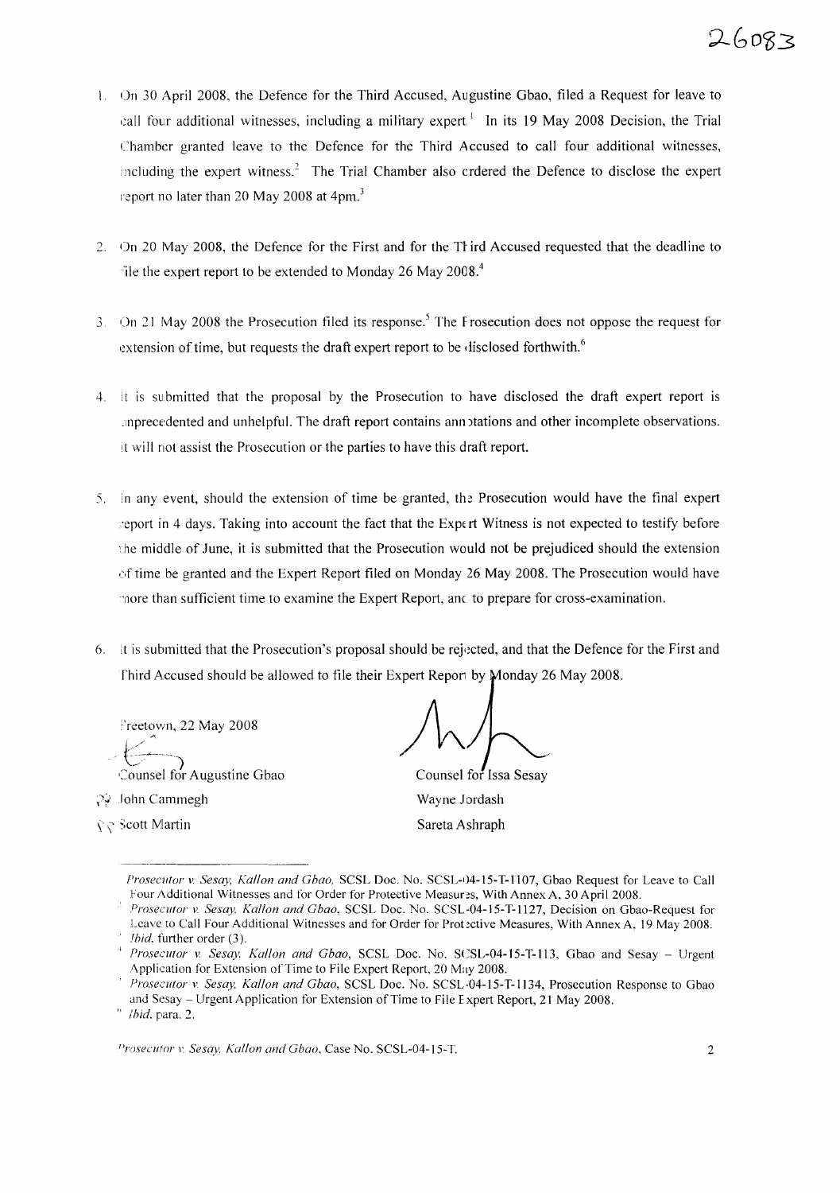26083

1. On 30 April 2008, the Defence for the Third Accused, Augustine Gbao, filed a Request for leave to call four additional witnesses, including a military expert.[1] In its 19 May 2008 Decision, the Trial Chamber granted leave to the Defence for the Third Accused to call four additional witnesses, including the expert witness.[2] The Trial Chamber also ordered the Defence to disclose the expert report no later than 20 May 2008 at 4pm.[3]

2. On 20 May 2008, the Defence for the First and for the Third Accused requested that the deadline to file the expert report to be extended to Monday 26 May 2008.[4]

3. On 21 May 2008 the Prosecution filed its response.[5] The Prosecution does not oppose the request for extension of time, but requests the draft expert report to be disclosed forthwith.[6]

4. It is submitted that the proposal by the Prosecution to have disclosed the draft expert report is unprecedented and unhelpful. The draft report contains annotations and other incomplete observations. It will not assist the Prosecution or the parties to have this draft report.

5. In any event, should the extension of time be granted, the Prosecution would have the final expert report in 4 days. Taking into account the fact that the Expert Witness is not expected to testify before the middle of June, it is submitted that the Prosecution would not be prejudiced should the extension of time be granted and the Expert Report filed on Monday 26 May 2008. The Prosecution would have more than sufficient time to examine the Expert Report, and to prepare for cross-examination.

6. It is submitted that the Prosecution's proposal should be rejected, and that the Defence for the First and Third Accused should be allowed to file their Expert Report by Monday 26 May 2008.

Freetown, 22 May 2008

Counsel for Augustine Gbao
John Cammegh
Scott Martin

Counsel for Issa Sesay
Wayne Jordash
Sareta Ashraph

---

[1] *Prosecutor v. Sesay, Kallon and Gbao*, SCSL Doc. No. SCSL-04-15-T-1107, Gbao Request for Leave to Call Four Additional Witnesses and for Order for Protective Measures, With Annex A, 30 April 2008.

[2] *Prosecutor v. Sesay, Kallon and Gbao*, SCSL Doc. No. SCSL-04-15-T-1127, Decision on Gbao-Request for Leave to Call Four Additional Witnesses and for Order for Protective Measures, With Annex A, 19 May 2008.

[3] *Ibid*, further order (3).

[4] *Prosecutor v. Sesay, Kallon and Gbao*, SCSL Doc. No. SCSL-04-15-T-113, Gbao and Sesay – Urgent Application for Extension of Time to File Expert Report, 20 May 2008.

[5] *Prosecutor v. Sesay, Kallon and Gbao*, SCSL Doc. No. SCSL-04-15-T-1134, Prosecution Response to Gbao and Sesay – Urgent Application for Extension of Time to File Expert Report, 21 May 2008.

[6] *Ibid*, para. 2.